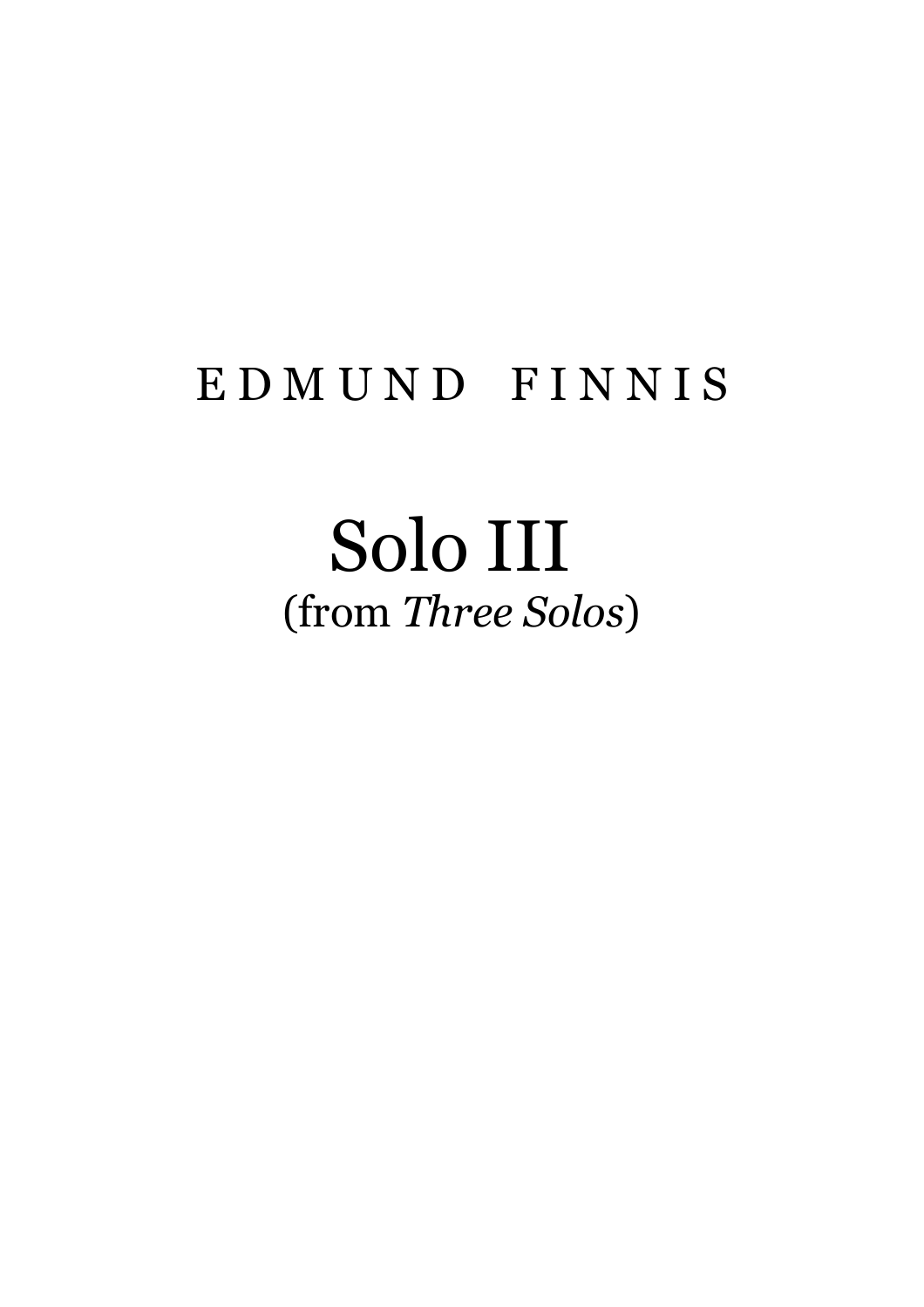EDMUND FINNIS

# Solo III

(from *Three Solos*)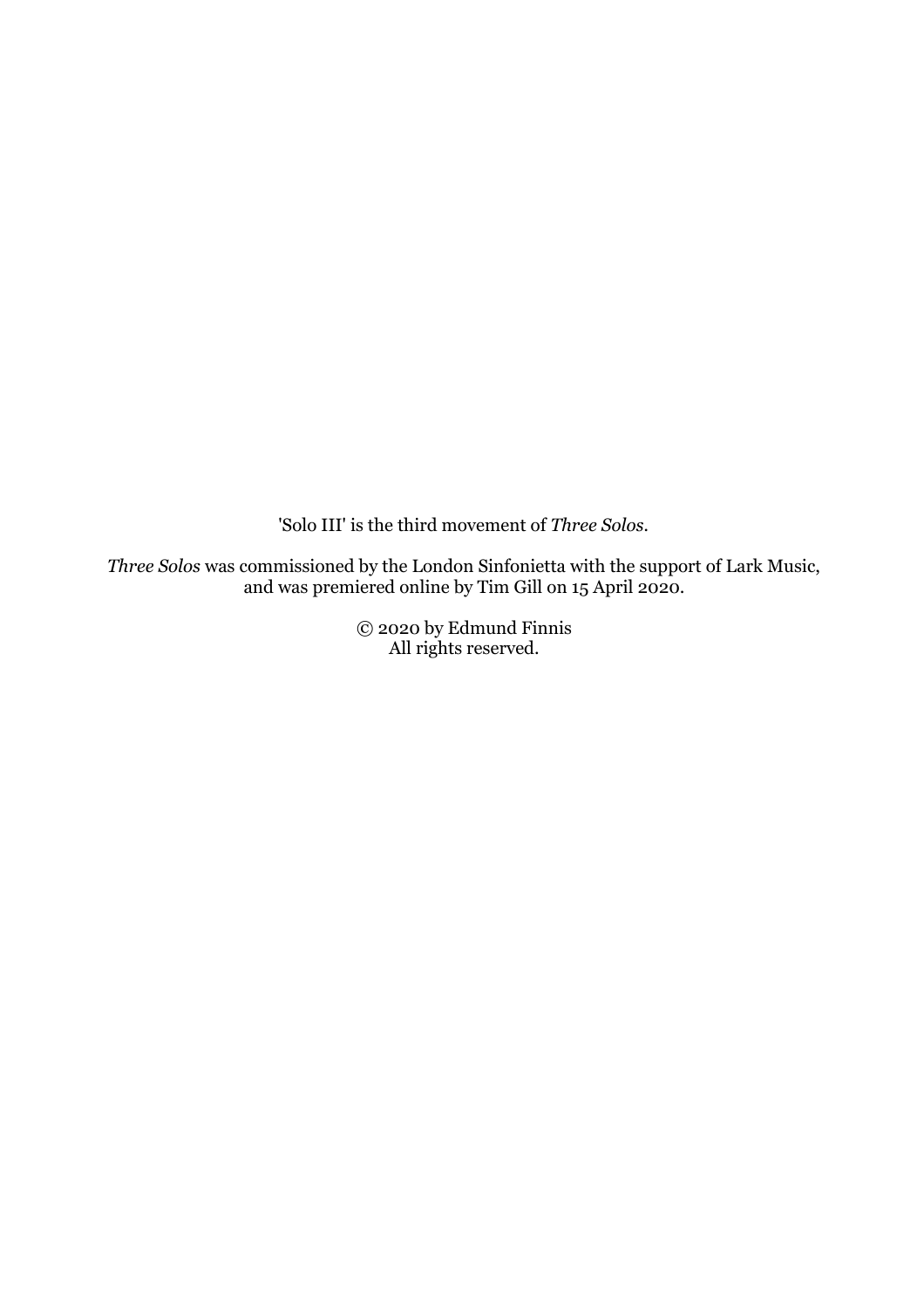'Solo III' is the third movement of *Three Solos*.

*Three Solos* was commissioned by the London Sinfonietta with the support of Lark Music, and was premiered online by Tim Gill on 15 April 2020.

© 2020 by Edmund Finnis
All rights reserved.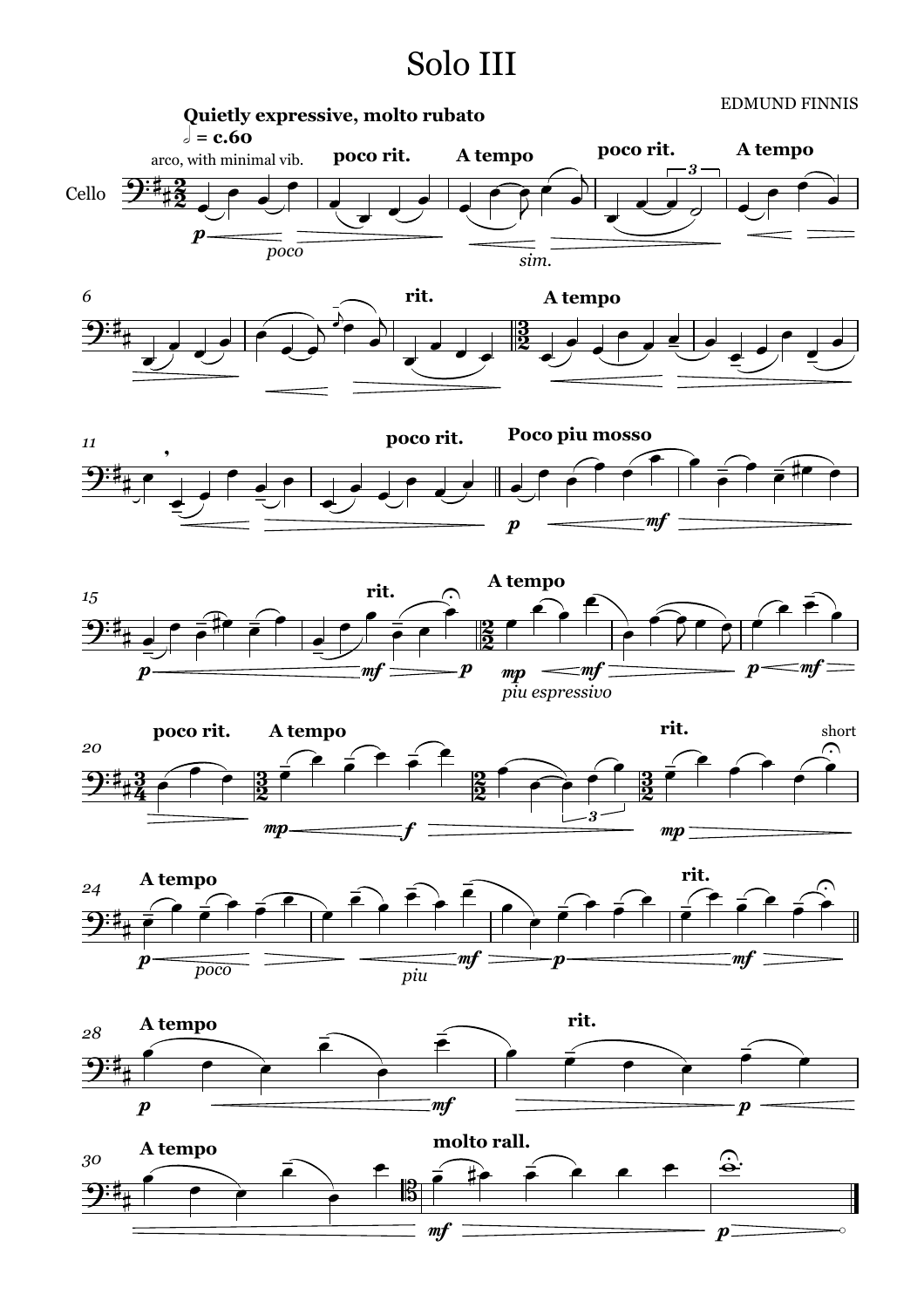# Solo III

EDMUND FINNIS